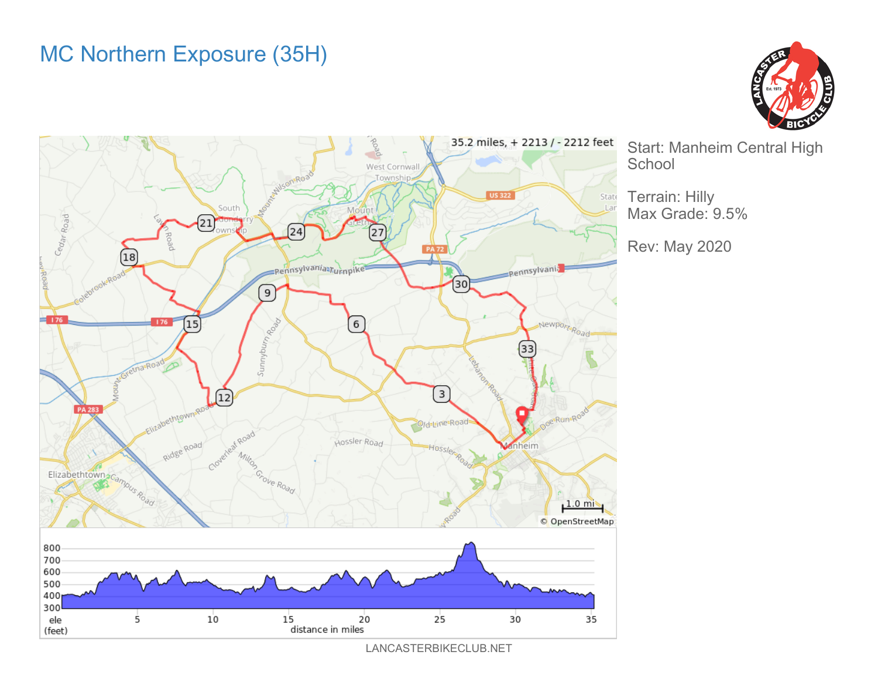# MC Northern Exposure (35H)

Start: Manheim Central High School

Terrain: Hilly
Max Grade: 9.5%

Rev: May 2020

35.2 miles, + 2213 / - 2212 feet

LANCASTERBIKECLUB.NET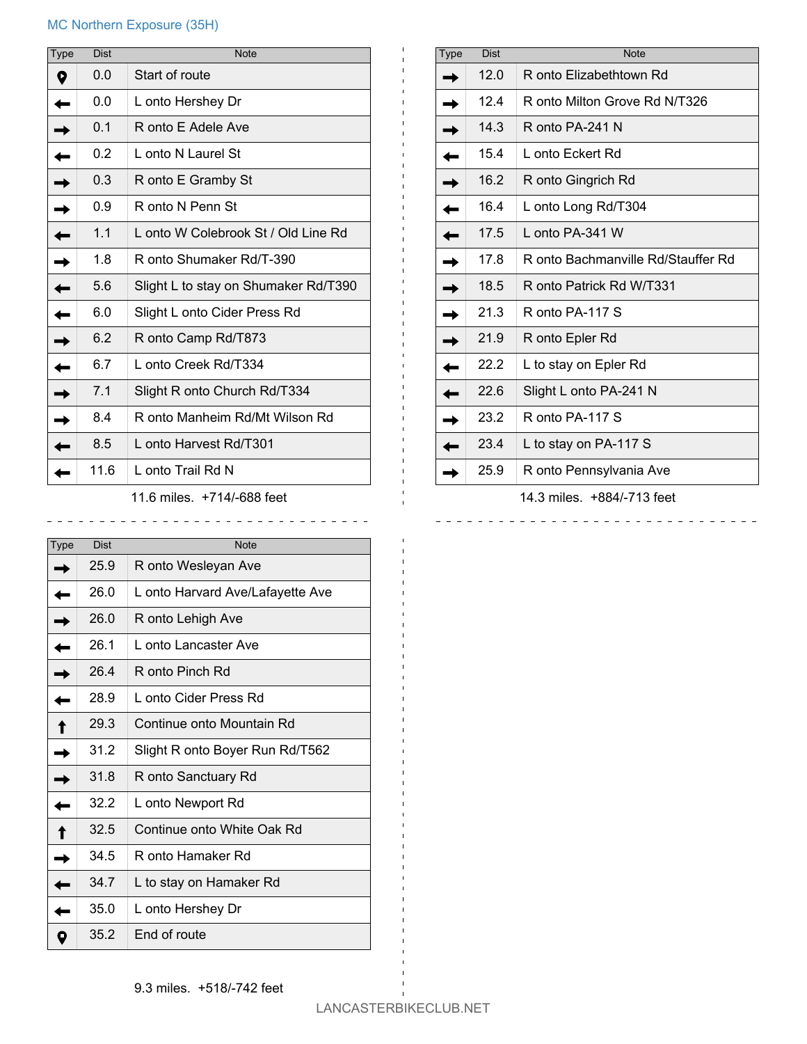MC Northern Exposure (35H)

| Type | Dist | Note |
|---|---|---|
| Start | 0.0 | Start of route |
| ← | 0.0 | L onto Hershey Dr |
| → | 0.1 | R onto E Adele Ave |
| ← | 0.2 | L onto N Laurel St |
| → | 0.3 | R onto E Gramby St |
| → | 0.9 | R onto N Penn St |
| ← | 1.1 | L onto W Colebrook St / Old Line Rd |
| → | 1.8 | R onto Shumaker Rd/T-390 |
| ← | 5.6 | Slight L to stay on Shumaker Rd/T390 |
| ← | 6.0 | Slight L onto Cider Press Rd |
| → | 6.2 | R onto Camp Rd/T873 |
| ← | 6.7 | L onto Creek Rd/T334 |
| → | 7.1 | Slight R onto Church Rd/T334 |
| → | 8.4 | R onto Manheim Rd/Mt Wilson Rd |
| ← | 8.5 | L onto Harvest Rd/T301 |
| ← | 11.6 | L onto Trail Rd N |

11.6 miles. +714/-688 feet

| Type | Dist | Note |
|---|---|---|
| → | 12.0 | R onto Elizabethtown Rd |
| → | 12.4 | R onto Milton Grove Rd N/T326 |
| → | 14.3 | R onto PA-241 N |
| ← | 15.4 | L onto Eckert Rd |
| → | 16.2 | R onto Gingrich Rd |
| ← | 16.4 | L onto Long Rd/T304 |
| ← | 17.5 | L onto PA-341 W |
| → | 17.8 | R onto Bachmanville Rd/Stauffer Rd |
| → | 18.5 | R onto Patrick Rd W/T331 |
| → | 21.3 | R onto PA-117 S |
| → | 21.9 | R onto Epler Rd |
| ← | 22.2 | L to stay on Epler Rd |
| ← | 22.6 | Slight L onto PA-241 N |
| → | 23.2 | R onto PA-117 S |
| ← | 23.4 | L to stay on PA-117 S |
| → | 25.9 | R onto Pennsylvania Ave |

14.3 miles. +884/-713 feet

| Type | Dist | Note |
|---|---|---|
| → | 25.9 | R onto Wesleyan Ave |
| ← | 26.0 | L onto Harvard Ave/Lafayette Ave |
| → | 26.0 | R onto Lehigh Ave |
| ← | 26.1 | L onto Lancaster Ave |
| → | 26.4 | R onto Pinch Rd |
| ← | 28.9 | L onto Cider Press Rd |
| ↑ | 29.3 | Continue onto Mountain Rd |
| → | 31.2 | Slight R onto Boyer Run Rd/T562 |
| → | 31.8 | R onto Sanctuary Rd |
| ← | 32.2 | L onto Newport Rd |
| ↑ | 32.5 | Continue onto White Oak Rd |
| → | 34.5 | R onto Hamaker Rd |
| ← | 34.7 | L to stay on Hamaker Rd |
| ← | 35.0 | L onto Hershey Dr |
| End | 35.2 | End of route |

9.3 miles. +518/-742 feet

LANCASTERBIKECLUB.NET